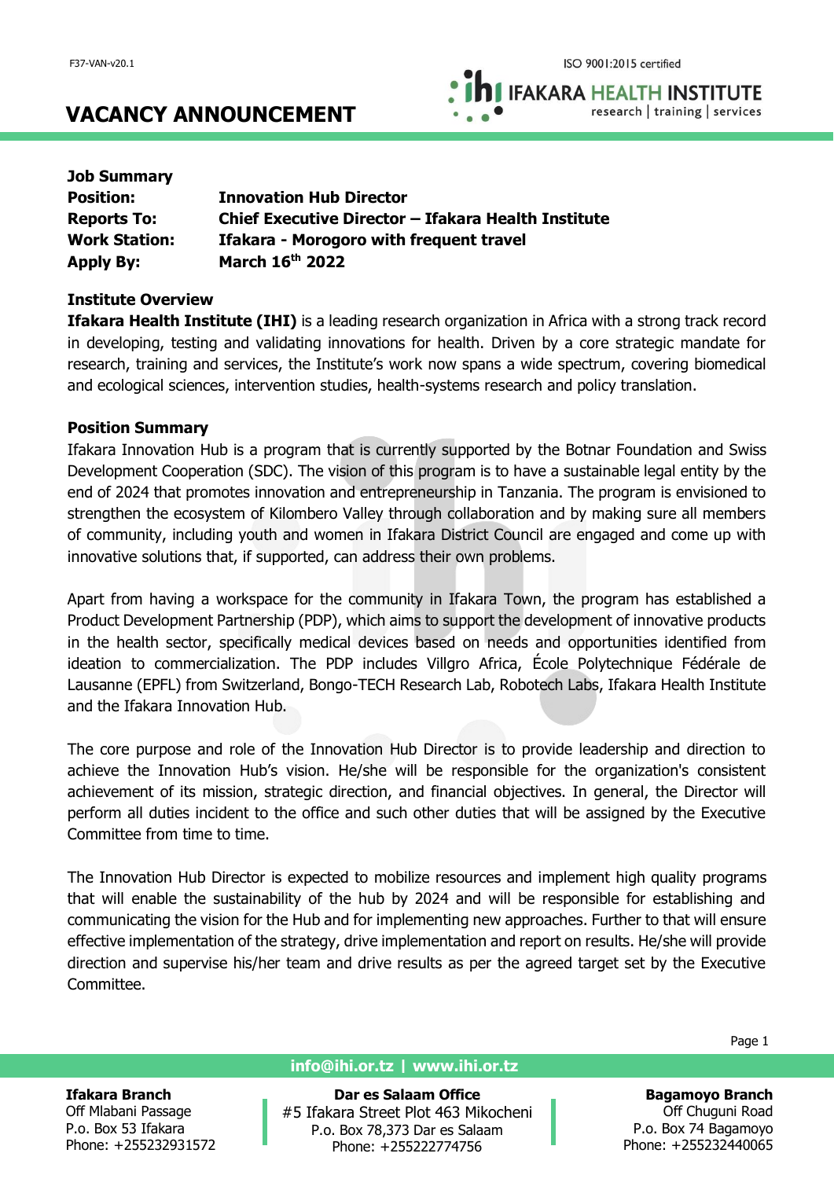# VACANCY ANNOUNCEMENT

**Job Summary**

| | |
|---|---|
| **Position:** | **Innovation Hub Director** |
| **Reports To:** | **Chief Executive Director – Ifakara Health Institute** |
| **Work Station:** | **Ifakara - Morogoro with frequent travel** |
| **Apply By:** | **March 16th 2022** |

**Institute Overview**

**Ifakara Health Institute (IHI)** is a leading research organization in Africa with a strong track record in developing, testing and validating innovations for health. Driven by a core strategic mandate for research, training and services, the Institute's work now spans a wide spectrum, covering biomedical and ecological sciences, intervention studies, health-systems research and policy translation.

**Position Summary**

Ifakara Innovation Hub is a program that is currently supported by the Botnar Foundation and Swiss Development Cooperation (SDC). The vision of this program is to have a sustainable legal entity by the end of 2024 that promotes innovation and entrepreneurship in Tanzania. The program is envisioned to strengthen the ecosystem of Kilombero Valley through collaboration and by making sure all members of community, including youth and women in Ifakara District Council are engaged and come up with innovative solutions that, if supported, can address their own problems.

Apart from having a workspace for the community in Ifakara Town, the program has established a Product Development Partnership (PDP), which aims to support the development of innovative products in the health sector, specifically medical devices based on needs and opportunities identified from ideation to commercialization. The PDP includes Villgro Africa, École Polytechnique Fédérale de Lausanne (EPFL) from Switzerland, Bongo-TECH Research Lab, Robotech Labs, Ifakara Health Institute and the Ifakara Innovation Hub.

The core purpose and role of the Innovation Hub Director is to provide leadership and direction to achieve the Innovation Hub's vision. He/she will be responsible for the organization's consistent achievement of its mission, strategic direction, and financial objectives. In general, the Director will perform all duties incident to the office and such other duties that will be assigned by the Executive Committee from time to time.

The Innovation Hub Director is expected to mobilize resources and implement high quality programs that will enable the sustainability of the hub by 2024 and will be responsible for establishing and communicating the vision for the Hub and for implementing new approaches. Further to that will ensure effective implementation of the strategy, drive implementation and report on results. He/she will provide direction and supervise his/her team and drive results as per the agreed target set by the Executive Committee.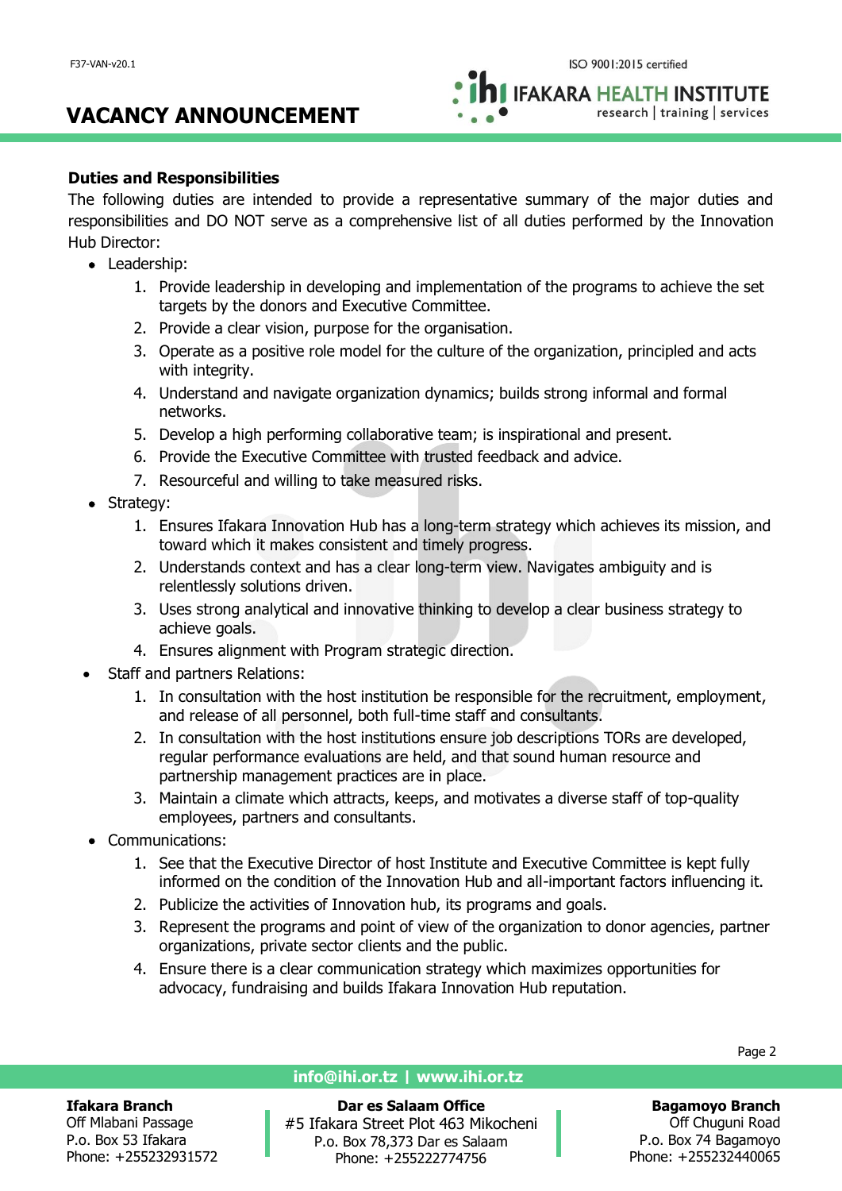**Duties and Responsibilities**

The following duties are intended to provide a representative summary of the major duties and responsibilities and DO NOT serve as a comprehensive list of all duties performed by the Innovation Hub Director:

- Leadership:
  1. Provide leadership in developing and implementation of the programs to achieve the set targets by the donors and Executive Committee.
  2. Provide a clear vision, purpose for the organisation.
  3. Operate as a positive role model for the culture of the organization, principled and acts with integrity.
  4. Understand and navigate organization dynamics; builds strong informal and formal networks.
  5. Develop a high performing collaborative team; is inspirational and present.
  6. Provide the Executive Committee with trusted feedback and advice.
  7. Resourceful and willing to take measured risks.
- Strategy:
  1. Ensures Ifakara Innovation Hub has a long-term strategy which achieves its mission, and toward which it makes consistent and timely progress.
  2. Understands context and has a clear long-term view. Navigates ambiguity and is relentlessly solutions driven.
  3. Uses strong analytical and innovative thinking to develop a clear business strategy to achieve goals.
  4. Ensures alignment with Program strategic direction.
- Staff and partners Relations:
  1. In consultation with the host institution be responsible for the recruitment, employment, and release of all personnel, both full-time staff and consultants.
  2. In consultation with the host institutions ensure job descriptions TORs are developed, regular performance evaluations are held, and that sound human resource and partnership management practices are in place.
  3. Maintain a climate which attracts, keeps, and motivates a diverse staff of top-quality employees, partners and consultants.
- Communications:
  1. See that the Executive Director of host Institute and Executive Committee is kept fully informed on the condition of the Innovation Hub and all-important factors influencing it.
  2. Publicize the activities of Innovation hub, its programs and goals.
  3. Represent the programs and point of view of the organization to donor agencies, partner organizations, private sector clients and the public.
  4. Ensure there is a clear communication strategy which maximizes opportunities for advocacy, fundraising and builds Ifakara Innovation Hub reputation.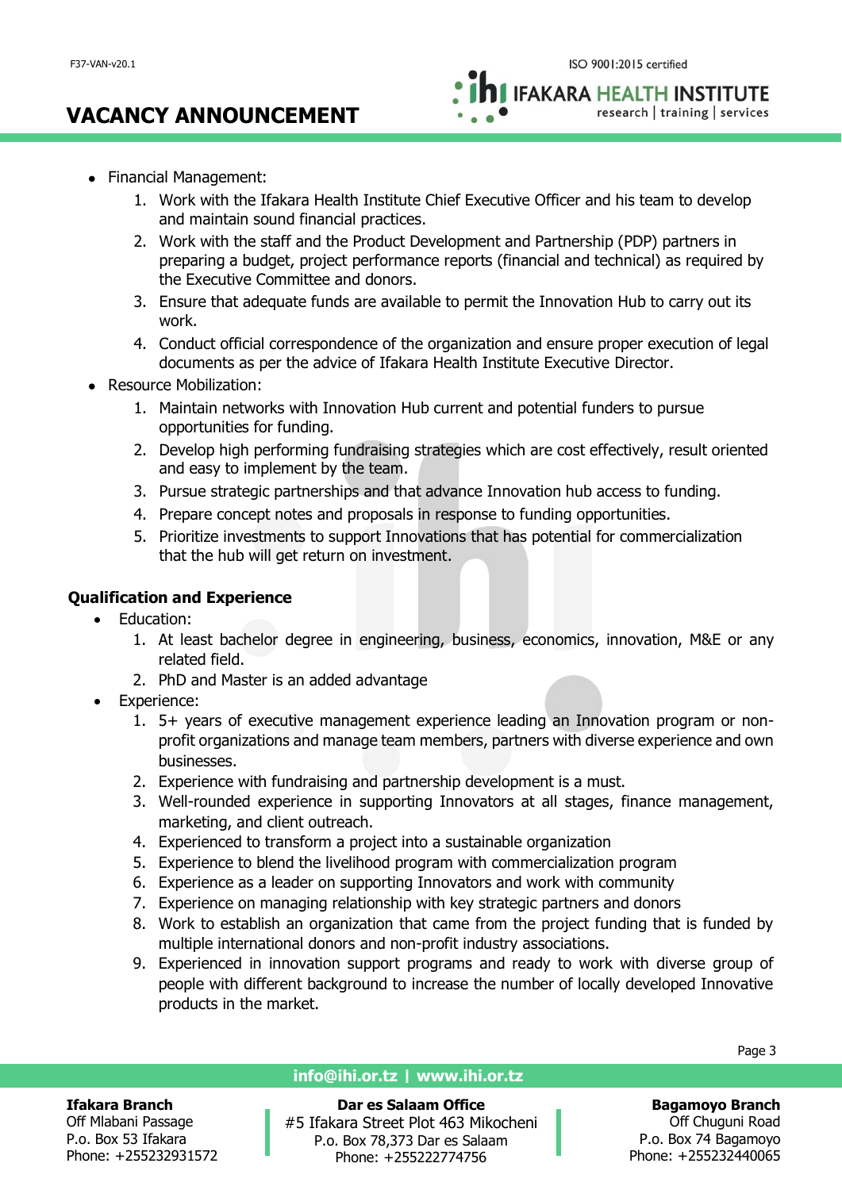- Financial Management:
    1. Work with the Ifakara Health Institute Chief Executive Officer and his team to develop and maintain sound financial practices.
    2. Work with the staff and the Product Development and Partnership (PDP) partners in preparing a budget, project performance reports (financial and technical) as required by the Executive Committee and donors.
    3. Ensure that adequate funds are available to permit the Innovation Hub to carry out its work.
    4. Conduct official correspondence of the organization and ensure proper execution of legal documents as per the advice of Ifakara Health Institute Executive Director.
- Resource Mobilization:
    1. Maintain networks with Innovation Hub current and potential funders to pursue opportunities for funding.
    2. Develop high performing fundraising strategies which are cost effectively, result oriented and easy to implement by the team.
    3. Pursue strategic partnerships and that advance Innovation hub access to funding.
    4. Prepare concept notes and proposals in response to funding opportunities.
    5. Prioritize investments to support Innovations that has potential for commercialization that the hub will get return on investment.

**Qualification and Experience**

- Education:
    1. At least bachelor degree in engineering, business, economics, innovation, M&E or any related field.
    2. PhD and Master is an added advantage
- Experience:
    1. 5+ years of executive management experience leading an Innovation program or non-profit organizations and manage team members, partners with diverse experience and own businesses.
    2. Experience with fundraising and partnership development is a must.
    3. Well-rounded experience in supporting Innovators at all stages, finance management, marketing, and client outreach.
    4. Experienced to transform a project into a sustainable organization
    5. Experience to blend the livelihood program with commercialization program
    6. Experience as a leader on supporting Innovators and work with community
    7. Experience on managing relationship with key strategic partners and donors
    8. Work to establish an organization that came from the project funding that is funded by multiple international donors and non-profit industry associations.
    9. Experienced in innovation support programs and ready to work with diverse group of people with different background to increase the number of locally developed Innovative products in the market.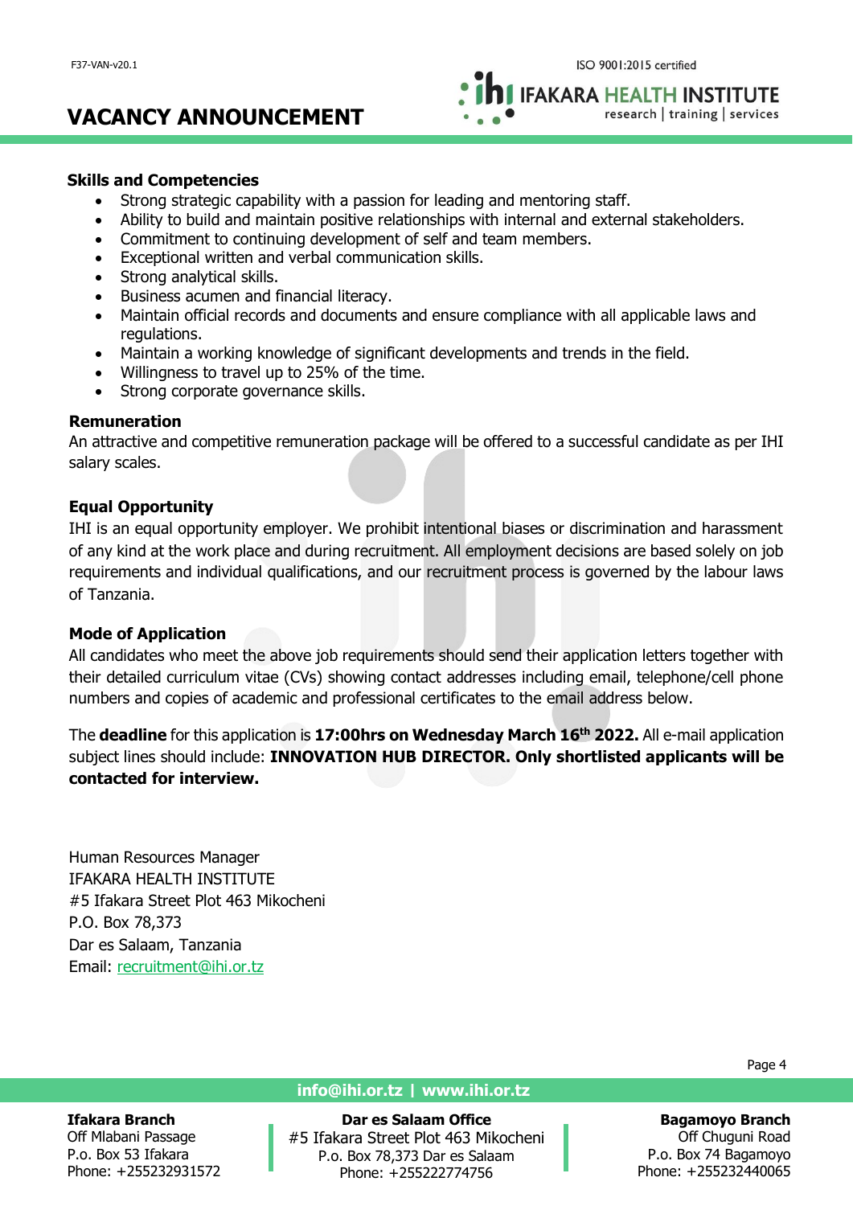### Skills and Competencies

- Strong strategic capability with a passion for leading and mentoring staff.
- Ability to build and maintain positive relationships with internal and external stakeholders.
- Commitment to continuing development of self and team members.
- Exceptional written and verbal communication skills.
- Strong analytical skills.
- Business acumen and financial literacy.
- Maintain official records and documents and ensure compliance with all applicable laws and regulations.
- Maintain a working knowledge of significant developments and trends in the field.
- Willingness to travel up to 25% of the time.
- Strong corporate governance skills.

### Remuneration

An attractive and competitive remuneration package will be offered to a successful candidate as per IHI salary scales.

### Equal Opportunity

IHI is an equal opportunity employer. We prohibit intentional biases or discrimination and harassment of any kind at the work place and during recruitment. All employment decisions are based solely on job requirements and individual qualifications, and our recruitment process is governed by the labour laws of Tanzania.

### Mode of Application

All candidates who meet the above job requirements should send their application letters together with their detailed curriculum vitae (CVs) showing contact addresses including email, telephone/cell phone numbers and copies of academic and professional certificates to the email address below.

The **deadline** for this application is **17:00hrs on Wednesday March 16th 2022.** All e-mail application subject lines should include: **INNOVATION HUB DIRECTOR. Only shortlisted applicants will be contacted for interview.**

Human Resources Manager
IFAKARA HEALTH INSTITUTE
#5 Ifakara Street Plot 463 Mikocheni
P.O. Box 78,373
Dar es Salaam, Tanzania
Email: recruitment@ihi.or.tz